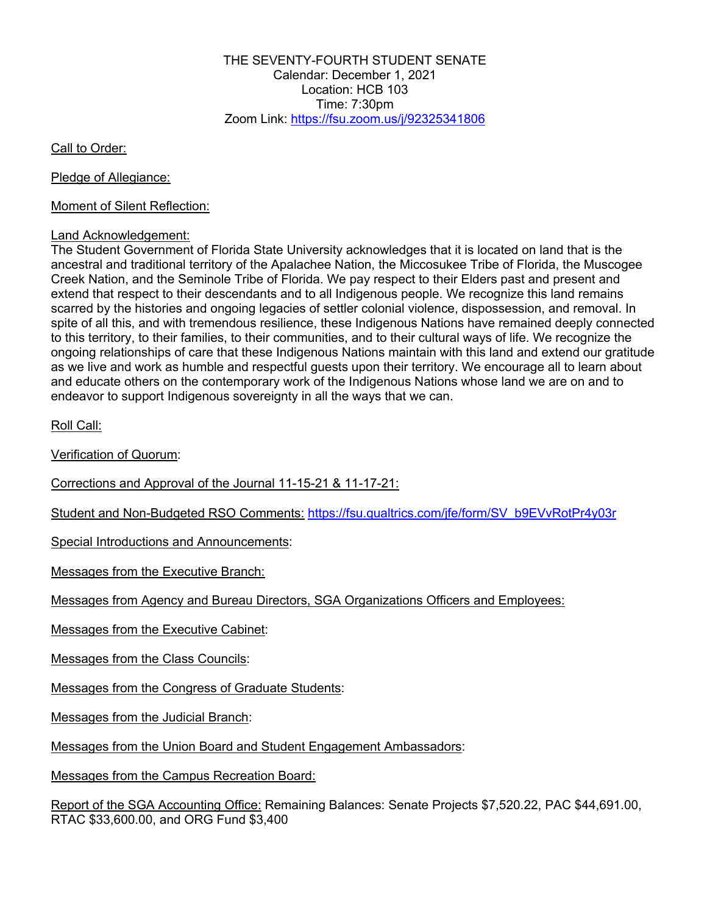THE SEVENTY-FOURTH STUDENT SENATE
Calendar: December 1, 2021
Location: HCB 103
Time: 7:30pm
Zoom Link: https://fsu.zoom.us/j/92325341806

Call to Order:

Pledge of Allegiance:

Moment of Silent Reflection:

Land Acknowledgement:
The Student Government of Florida State University acknowledges that it is located on land that is the ancestral and traditional territory of the Apalachee Nation, the Miccosukee Tribe of Florida, the Muscogee Creek Nation, and the Seminole Tribe of Florida. We pay respect to their Elders past and present and extend that respect to their descendants and to all Indigenous people. We recognize this land remains scarred by the histories and ongoing legacies of settler colonial violence, dispossession, and removal. In spite of all this, and with tremendous resilience, these Indigenous Nations have remained deeply connected to this territory, to their families, to their communities, and to their cultural ways of life. We recognize the ongoing relationships of care that these Indigenous Nations maintain with this land and extend our gratitude as we live and work as humble and respectful guests upon their territory. We encourage all to learn about and educate others on the contemporary work of the Indigenous Nations whose land we are on and to endeavor to support Indigenous sovereignty in all the ways that we can.

Roll Call:

Verification of Quorum:

Corrections and Approval of the Journal 11-15-21 & 11-17-21:

Student and Non-Budgeted RSO Comments: https://fsu.qualtrics.com/jfe/form/SV_b9EVvRotPr4y03r

Special Introductions and Announcements:

Messages from the Executive Branch:

Messages from Agency and Bureau Directors, SGA Organizations Officers and Employees:

Messages from the Executive Cabinet:

Messages from the Class Councils:

Messages from the Congress of Graduate Students:

Messages from the Judicial Branch:

Messages from the Union Board and Student Engagement Ambassadors:

Messages from the Campus Recreation Board:

Report of the SGA Accounting Office: Remaining Balances: Senate Projects $7,520.22, PAC $44,691.00, RTAC $33,600.00, and ORG Fund $3,400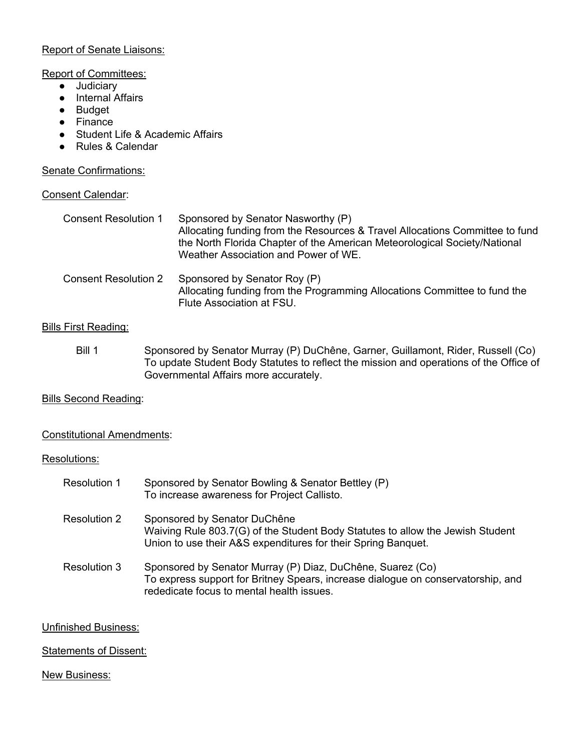Report of Senate Liaisons:

Report of Committees:

- Judiciary
- Internal Affairs
- Budget
- Finance
- Student Life & Academic Affairs
- Rules & Calendar

Senate Confirmations:

Consent Calendar:

| | |
|---|---|
| Consent Resolution 1 | Sponsored by Senator Nasworthy (P)<br>Allocating funding from the Resources & Travel Allocations Committee to fund the North Florida Chapter of the American Meteorological Society/National Weather Association and Power of WE. |
| Consent Resolution 2 | Sponsored by Senator Roy (P)<br>Allocating funding from the Programming Allocations Committee to fund the Flute Association at FSU. |

Bills First Reading:

| | |
|---|---|
| Bill 1 | Sponsored by Senator Murray (P) DuChêne, Garner, Guillamont, Rider, Russell (Co)<br>To update Student Body Statutes to reflect the mission and operations of the Office of Governmental Affairs more accurately. |

Bills Second Reading:

Constitutional Amendments:

Resolutions:

| | |
|---|---|
| Resolution 1 | Sponsored by Senator Bowling & Senator Bettley (P)<br>To increase awareness for Project Callisto. |
| Resolution 2 | Sponsored by Senator DuChêne<br>Waiving Rule 803.7(G) of the Student Body Statutes to allow the Jewish Student Union to use their A&S expenditures for their Spring Banquet. |
| Resolution 3 | Sponsored by Senator Murray (P) Diaz, DuChêne, Suarez (Co)<br>To express support for Britney Spears, increase dialogue on conservatorship, and rededicate focus to mental health issues. |

Unfinished Business:

Statements of Dissent:

New Business: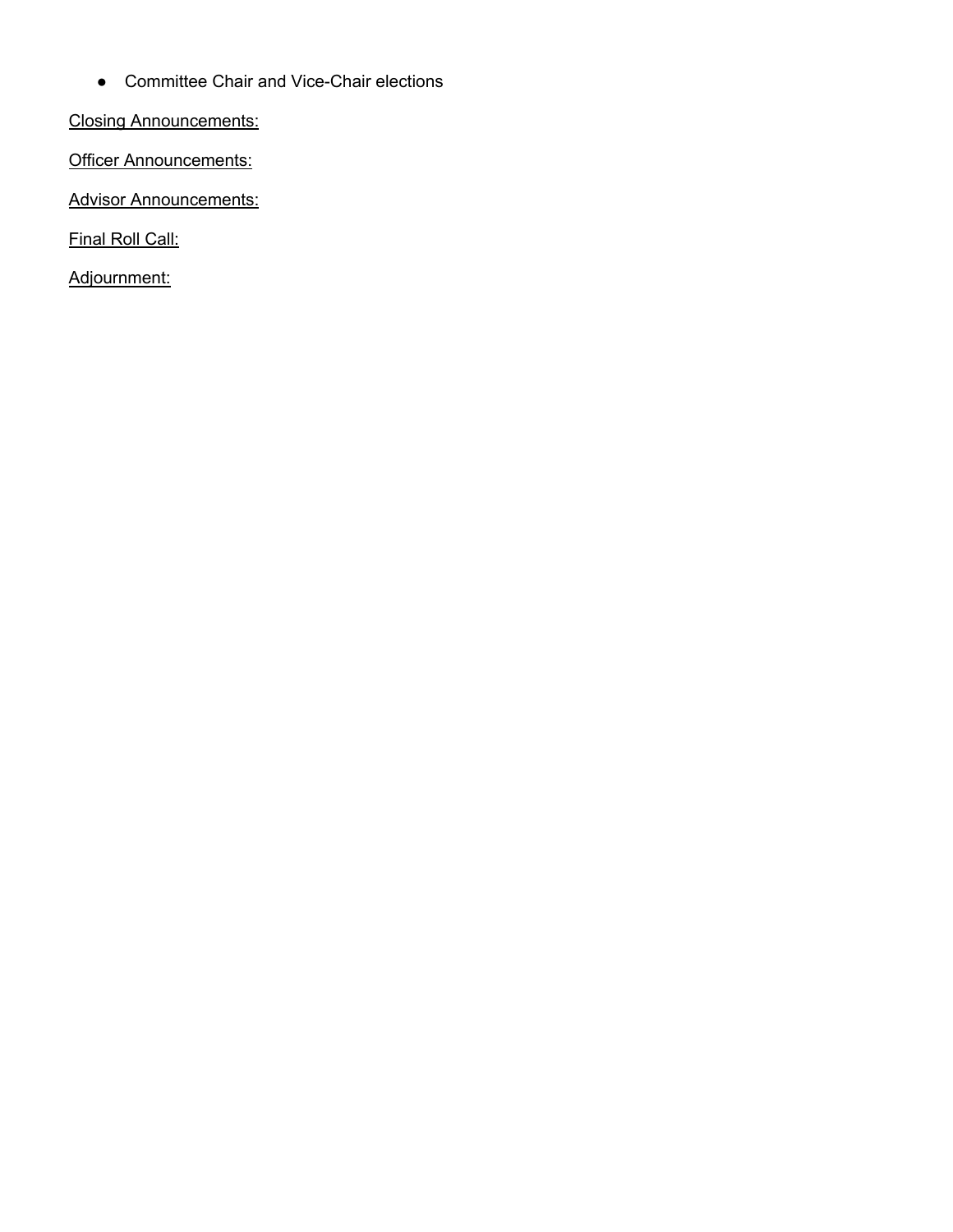- Committee Chair and Vice-Chair elections

<u>Closing Announcements:</u>

<u>Officer Announcements:</u>

<u>Advisor Announcements:</u>

<u>Final Roll Call:</u>

<u>Adjournment:</u>